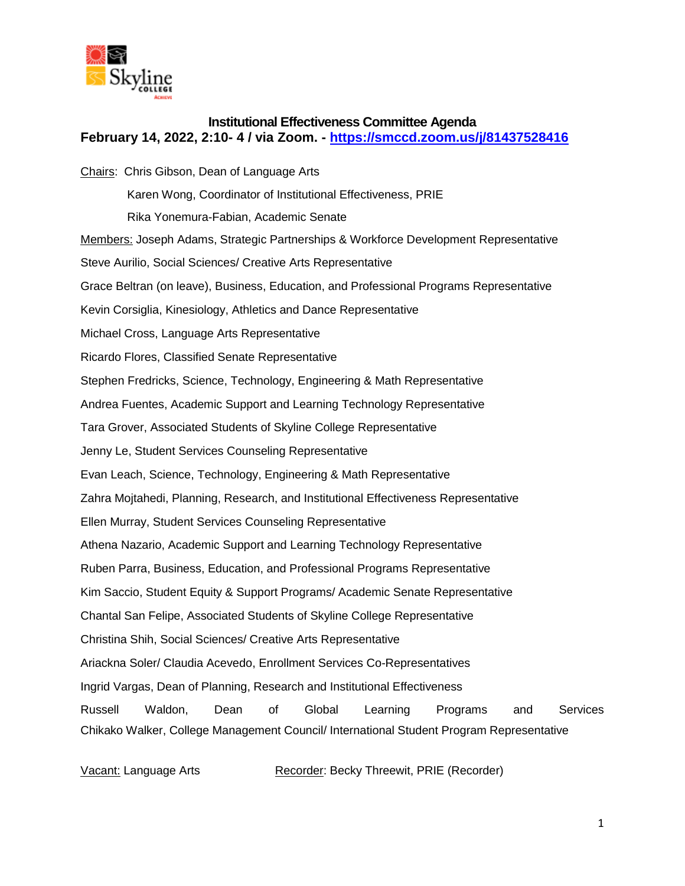# Institutional Effectiveness Committee Agenda

**February 14, 2022, 2:10- 4 / via Zoom. - [https://smccd.zoom.us/j/81437528416](https://smccd.zoom.us/j/81437528416)**

Chairs: Chris Gibson, Dean of Language Arts

Karen Wong, Coordinator of Institutional Effectiveness, PRIE

Rika Yonemura-Fabian, Academic Senate

Members: Joseph Adams, Strategic Partnerships & Workforce Development Representative

Steve Aurilio, Social Sciences/ Creative Arts Representative

Grace Beltran (on leave), Business, Education, and Professional Programs Representative

Kevin Corsiglia, Kinesiology, Athletics and Dance Representative

Michael Cross, Language Arts Representative

Ricardo Flores, Classified Senate Representative

Stephen Fredricks, Science, Technology, Engineering & Math Representative

Andrea Fuentes, Academic Support and Learning Technology Representative

Tara Grover, Associated Students of Skyline College Representative

Jenny Le, Student Services Counseling Representative

Evan Leach, Science, Technology, Engineering & Math Representative

Zahra Mojtahedi, Planning, Research, and Institutional Effectiveness Representative

Ellen Murray, Student Services Counseling Representative

Athena Nazario, Academic Support and Learning Technology Representative

Ruben Parra, Business, Education, and Professional Programs Representative

Kim Saccio, Student Equity & Support Programs/ Academic Senate Representative

Chantal San Felipe, Associated Students of Skyline College Representative

Christina Shih, Social Sciences/ Creative Arts Representative

Ariackna Soler/ Claudia Acevedo, Enrollment Services Co-Representatives

Ingrid Vargas, Dean of Planning, Research and Institutional Effectiveness

Russell Waldon, Dean of Global Learning Programs and Services

Chikako Walker, College Management Council/ International Student Program Representative

Vacant: Language Arts

Recorder: Becky Threewit, PRIE (Recorder)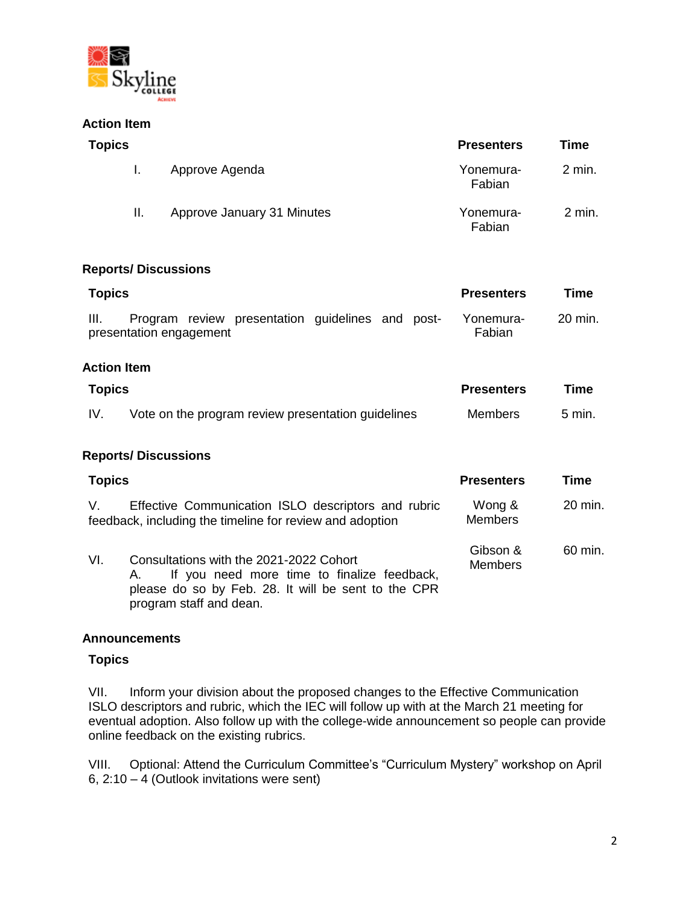### Action Item

| Topics | Presenters | Time |
|---|---|---|
| I. Approve Agenda | Yonemura-Fabian | 2 min. |
| II. Approve January 31 Minutes | Yonemura-Fabian | 2 min. |

### Reports/ Discussions

| Topics | Presenters | Time |
|---|---|---|
| III. Program review presentation guidelines and post-presentation engagement | Yonemura-Fabian | 20 min. |

### Action Item

| Topics | Presenters | Time |
|---|---|---|
| IV. Vote on the program review presentation guidelines | Members | 5 min. |

### Reports/ Discussions

| Topics | Presenters | Time |
|---|---|---|
| V. Effective Communication ISLO descriptors and rubric feedback, including the timeline for review and adoption | Wong & Members | 20 min. |
| VI. Consultations with the 2021-2022 Cohort<br>A. If you need more time to finalize feedback, please do so by Feb. 28. It will be sent to the CPR program staff and dean. | Gibson & Members | 60 min. |

### Announcements

**Topics**

VII. Inform your division about the proposed changes to the Effective Communication ISLO descriptors and rubric, which the IEC will follow up with at the March 21 meeting for eventual adoption. Also follow up with the college-wide announcement so people can provide online feedback on the existing rubrics.

VIII. Optional: Attend the Curriculum Committee's "Curriculum Mystery" workshop on April 6, 2:10 – 4 (Outlook invitations were sent)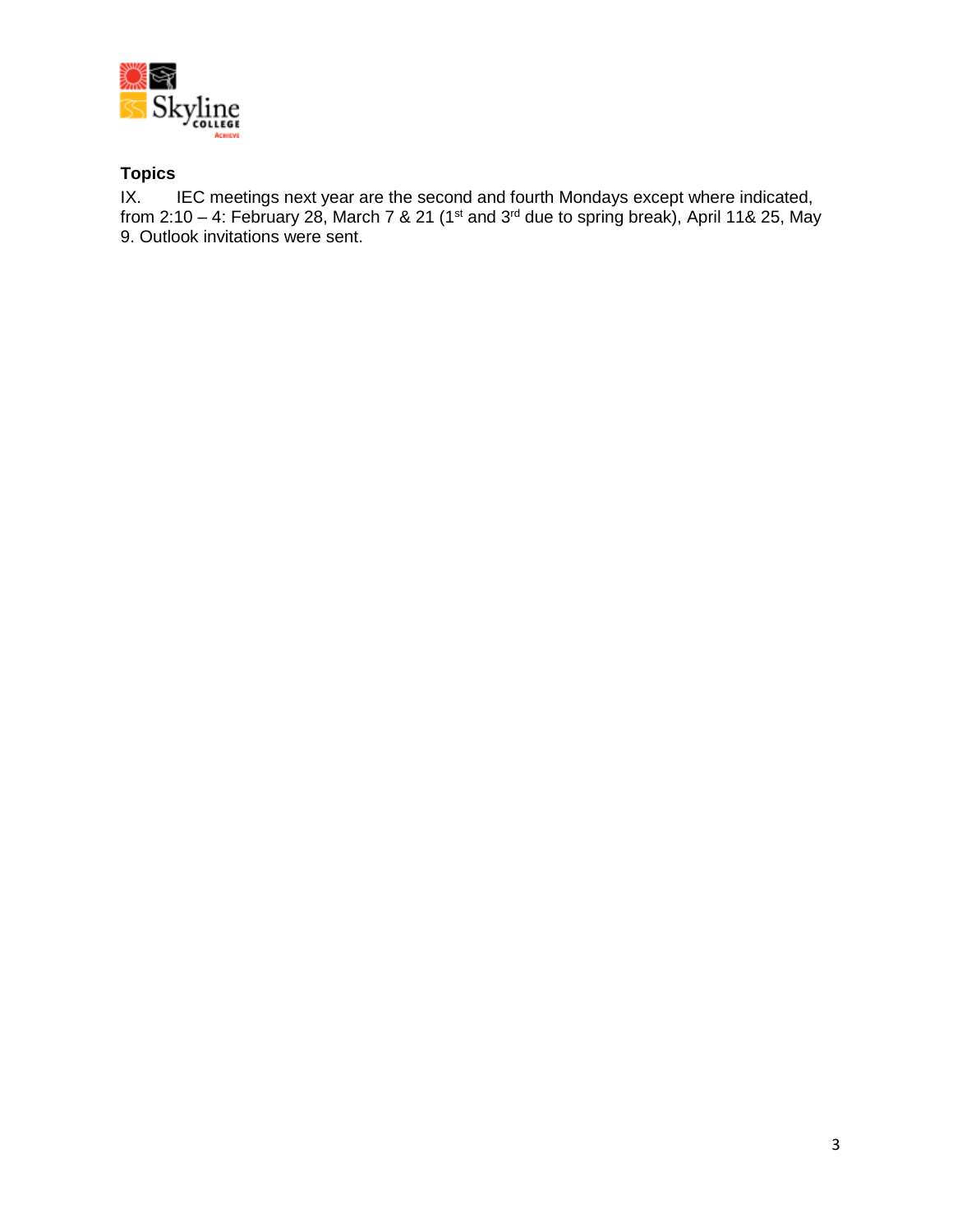**Topics**

IX. IEC meetings next year are the second and fourth Mondays except where indicated, from 2:10 – 4: February 28, March 7 & 21 (1st and 3rd due to spring break), April 11& 25, May 9. Outlook invitations were sent.